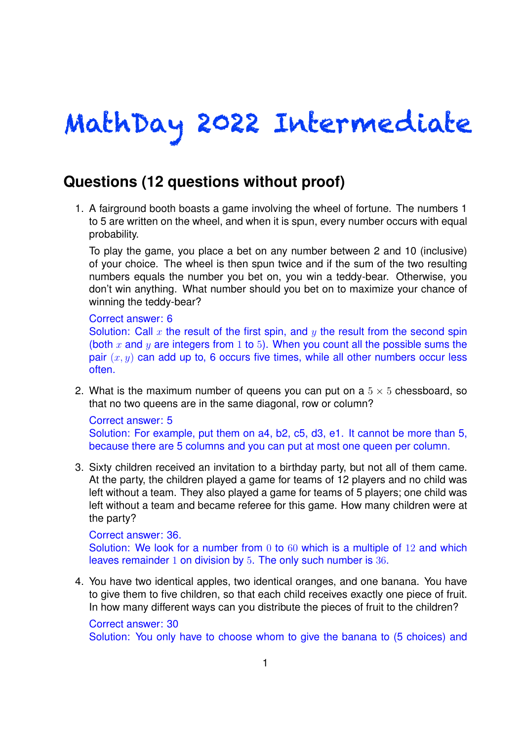# MathDay 2022 Intermediate

## Questions (12 questions without proof)

1. A fairground booth boasts a game involving the wheel of fortune. The numbers 1 to 5 are written on the wheel, and when it is spun, every number occurs with equal probability.

   To play the game, you place a bet on any number between 2 and 10 (inclusive) of your choice. The wheel is then spun twice and if the sum of the two resulting numbers equals the number you bet on, you win a teddy-bear. Otherwise, you don't win anything. What number should you bet on to maximize your chance of winning the teddy-bear?

   Correct answer: 6
   Solution: Call $x$ the result of the first spin, and $y$ the result from the second spin (both $x$ and $y$ are integers from $1$ to $5$). When you count all the possible sums the pair $(x, y)$ can add up to, 6 occurs five times, while all other numbers occur less often.

2. What is the maximum number of queens you can put on a $5 \times 5$ chessboard, so that no two queens are in the same diagonal, row or column?

   Correct answer: 5
   Solution: For example, put them on a4, b2, c5, d3, e1. It cannot be more than 5, because there are 5 columns and you can put at most one queen per column.

3. Sixty children received an invitation to a birthday party, but not all of them came. At the party, the children played a game for teams of 12 players and no child was left without a team. They also played a game for teams of 5 players; one child was left without a team and became referee for this game. How many children were at the party?

   Correct answer: 36.
   Solution: We look for a number from $0$ to $60$ which is a multiple of $12$ and which leaves remainder $1$ on division by $5$. The only such number is $36$.

4. You have two identical apples, two identical oranges, and one banana. You have to give them to five children, so that each child receives exactly one piece of fruit. In how many different ways can you distribute the pieces of fruit to the children?

   Correct answer: 30
   Solution: You only have to choose whom to give the banana to (5 choices) and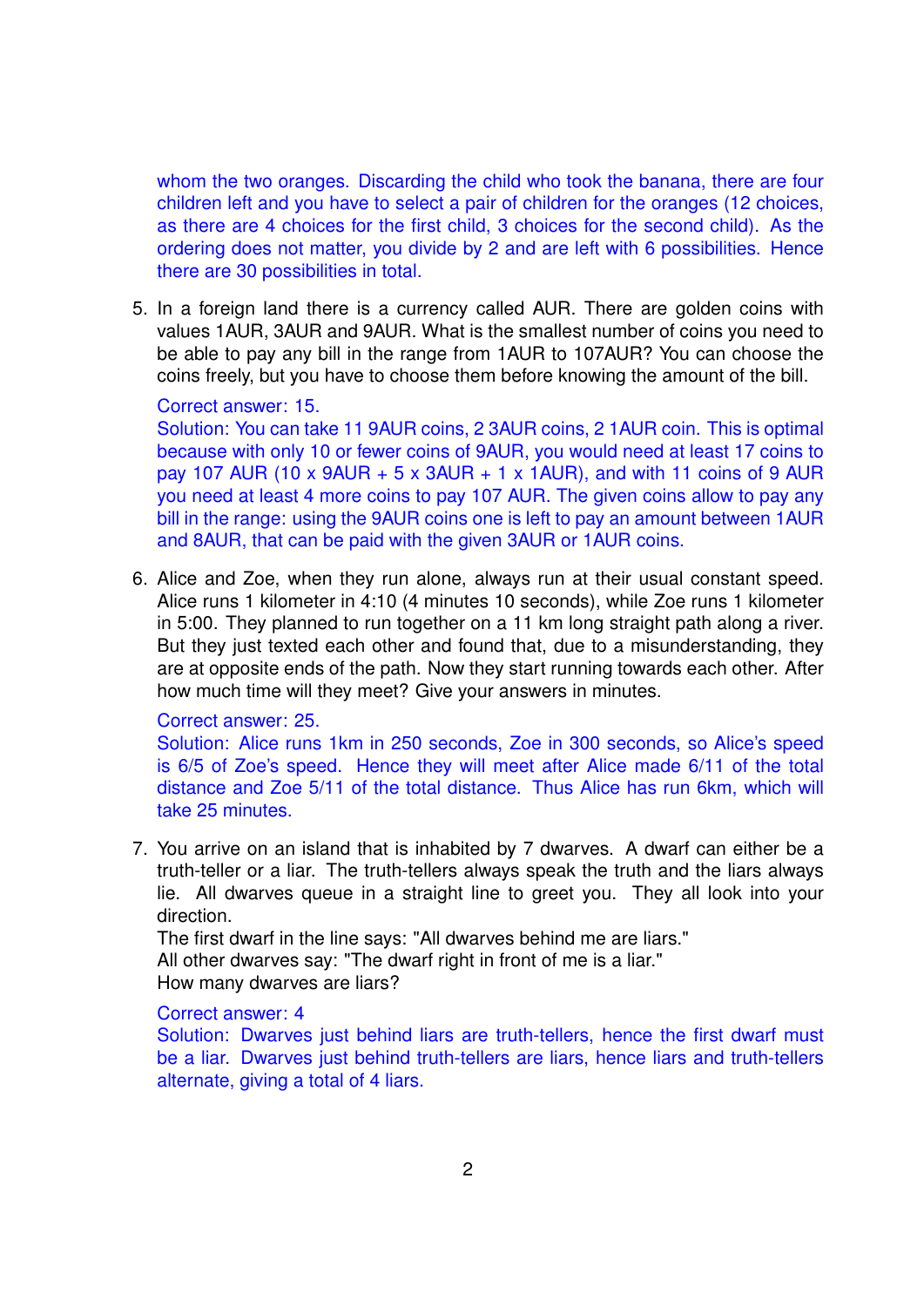whom the two oranges. Discarding the child who took the banana, there are four children left and you have to select a pair of children for the oranges (12 choices, as there are 4 choices for the first child, 3 choices for the second child). As the ordering does not matter, you divide by 2 and are left with 6 possibilities. Hence there are 30 possibilities in total.

5. In a foreign land there is a currency called AUR. There are golden coins with values 1AUR, 3AUR and 9AUR. What is the smallest number of coins you need to be able to pay any bill in the range from 1AUR to 107AUR? You can choose the coins freely, but you have to choose them before knowing the amount of the bill.

   Correct answer: 15.
   Solution: You can take 11 9AUR coins, 2 3AUR coins, 2 1AUR coin. This is optimal because with only 10 or fewer coins of 9AUR, you would need at least 17 coins to pay 107 AUR (10 x 9AUR + 5 x 3AUR + 1 x 1AUR), and with 11 coins of 9 AUR you need at least 4 more coins to pay 107 AUR. The given coins allow to pay any bill in the range: using the 9AUR coins one is left to pay an amount between 1AUR and 8AUR, that can be paid with the given 3AUR or 1AUR coins.

6. Alice and Zoe, when they run alone, always run at their usual constant speed. Alice runs 1 kilometer in 4:10 (4 minutes 10 seconds), while Zoe runs 1 kilometer in 5:00. They planned to run together on a 11 km long straight path along a river. But they just texted each other and found that, due to a misunderstanding, they are at opposite ends of the path. Now they start running towards each other. After how much time will they meet? Give your answers in minutes.

   Correct answer: 25.
   Solution: Alice runs 1km in 250 seconds, Zoe in 300 seconds, so Alice's speed is 6/5 of Zoe's speed. Hence they will meet after Alice made 6/11 of the total distance and Zoe 5/11 of the total distance. Thus Alice has run 6km, which will take 25 minutes.

7. You arrive on an island that is inhabited by 7 dwarves. A dwarf can either be a truth-teller or a liar. The truth-tellers always speak the truth and the liars always lie. All dwarves queue in a straight line to greet you. They all look into your direction.
   The first dwarf in the line says: "All dwarves behind me are liars."
   All other dwarves say: "The dwarf right in front of me is a liar."
   How many dwarves are liars?

   Correct answer: 4
   Solution: Dwarves just behind liars are truth-tellers, hence the first dwarf must be a liar. Dwarves just behind truth-tellers are liars, hence liars and truth-tellers alternate, giving a total of 4 liars.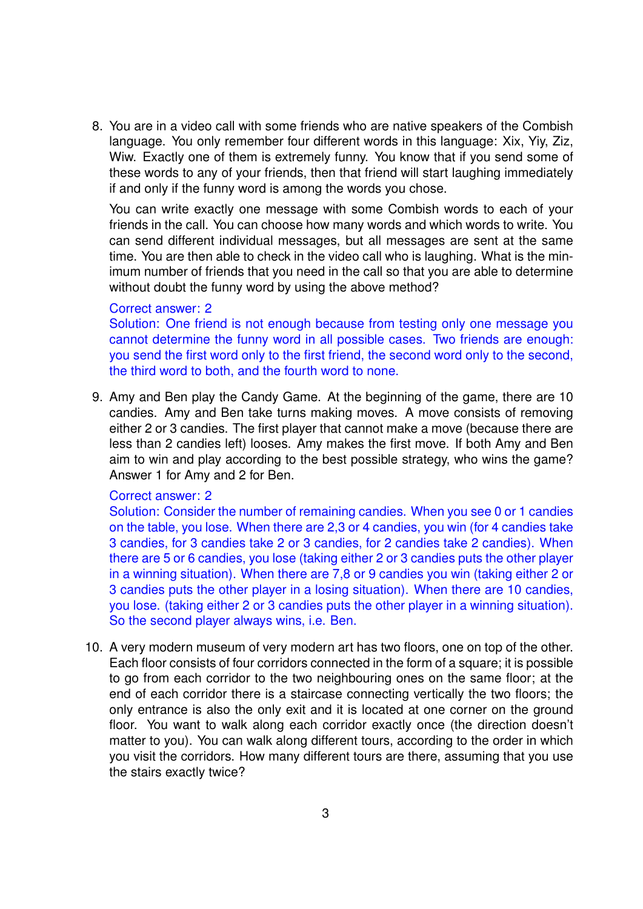8. You are in a video call with some friends who are native speakers of the Combish language. You only remember four different words in this language: Xix, Yiy, Ziz, Wiw. Exactly one of them is extremely funny. You know that if you send some of these words to any of your friends, then that friend will start laughing immediately if and only if the funny word is among the words you chose.

   You can write exactly one message with some Combish words to each of your friends in the call. You can choose how many words and which words to write. You can send different individual messages, but all messages are sent at the same time. You are then able to check in the video call who is laughing. What is the minimum number of friends that you need in the call so that you are able to determine without doubt the funny word by using the above method?

   Correct answer: 2
   Solution: One friend is not enough because from testing only one message you cannot determine the funny word in all possible cases. Two friends are enough: you send the first word only to the first friend, the second word only to the second, the third word to both, and the fourth word to none.

9. Amy and Ben play the Candy Game. At the beginning of the game, there are 10 candies. Amy and Ben take turns making moves. A move consists of removing either 2 or 3 candies. The first player that cannot make a move (because there are less than 2 candies left) looses. Amy makes the first move. If both Amy and Ben aim to win and play according to the best possible strategy, who wins the game? Answer 1 for Amy and 2 for Ben.

   Correct answer: 2
   Solution: Consider the number of remaining candies. When you see 0 or 1 candies on the table, you lose. When there are 2,3 or 4 candies, you win (for 4 candies take 3 candies, for 3 candies take 2 or 3 candies, for 2 candies take 2 candies). When there are 5 or 6 candies, you lose (taking either 2 or 3 candies puts the other player in a winning situation). When there are 7,8 or 9 candies you win (taking either 2 or 3 candies puts the other player in a losing situation). When there are 10 candies, you lose. (taking either 2 or 3 candies puts the other player in a winning situation). So the second player always wins, i.e. Ben.

10. A very modern museum of very modern art has two floors, one on top of the other. Each floor consists of four corridors connected in the form of a square; it is possible to go from each corridor to the two neighbouring ones on the same floor; at the end of each corridor there is a staircase connecting vertically the two floors; the only entrance is also the only exit and it is located at one corner on the ground floor. You want to walk along each corridor exactly once (the direction doesn't matter to you). You can walk along different tours, according to the order in which you visit the corridors. How many different tours are there, assuming that you use the stairs exactly twice?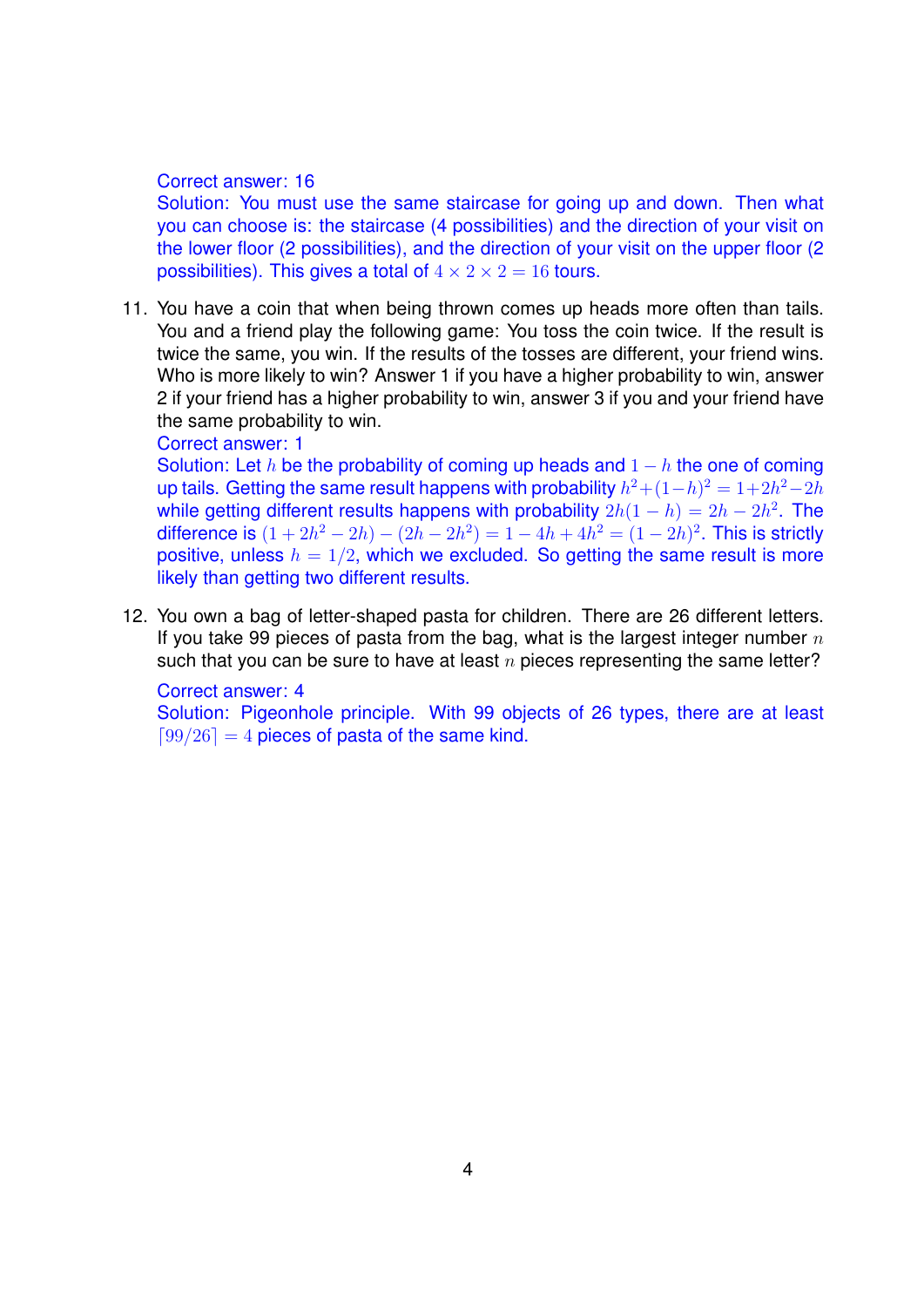Correct answer: 16

Solution: You must use the same staircase for going up and down. Then what you can choose is: the staircase (4 possibilities) and the direction of your visit on the lower floor (2 possibilities), and the direction of your visit on the upper floor (2 possibilities). This gives a total of $4 \times 2 \times 2 = 16$ tours.

11. You have a coin that when being thrown comes up heads more often than tails. You and a friend play the following game: You toss the coin twice. If the result is twice the same, you win. If the results of the tosses are different, your friend wins. Who is more likely to win? Answer 1 if you have a higher probability to win, answer 2 if your friend has a higher probability to win, answer 3 if you and your friend have the same probability to win.

    Correct answer: 1

    Solution: Let $h$ be the probability of coming up heads and $1-h$ the one of coming up tails. Getting the same result happens with probability $h^2+(1-h)^2 = 1+2h^2-2h$ while getting different results happens with probability $2h(1-h) = 2h - 2h^2$. The difference is $(1+2h^2-2h)-(2h-2h^2) = 1-4h+4h^2 = (1-2h)^2$. This is strictly positive, unless $h = 1/2$, which we excluded. So getting the same result is more likely than getting two different results.

12. You own a bag of letter-shaped pasta for children. There are 26 different letters. If you take 99 pieces of pasta from the bag, what is the largest integer number $n$ such that you can be sure to have at least $n$ pieces representing the same letter?

    Correct answer: 4

    Solution: Pigeonhole principle. With 99 objects of 26 types, there are at least $\lceil 99/26 \rceil = 4$ pieces of pasta of the same kind.